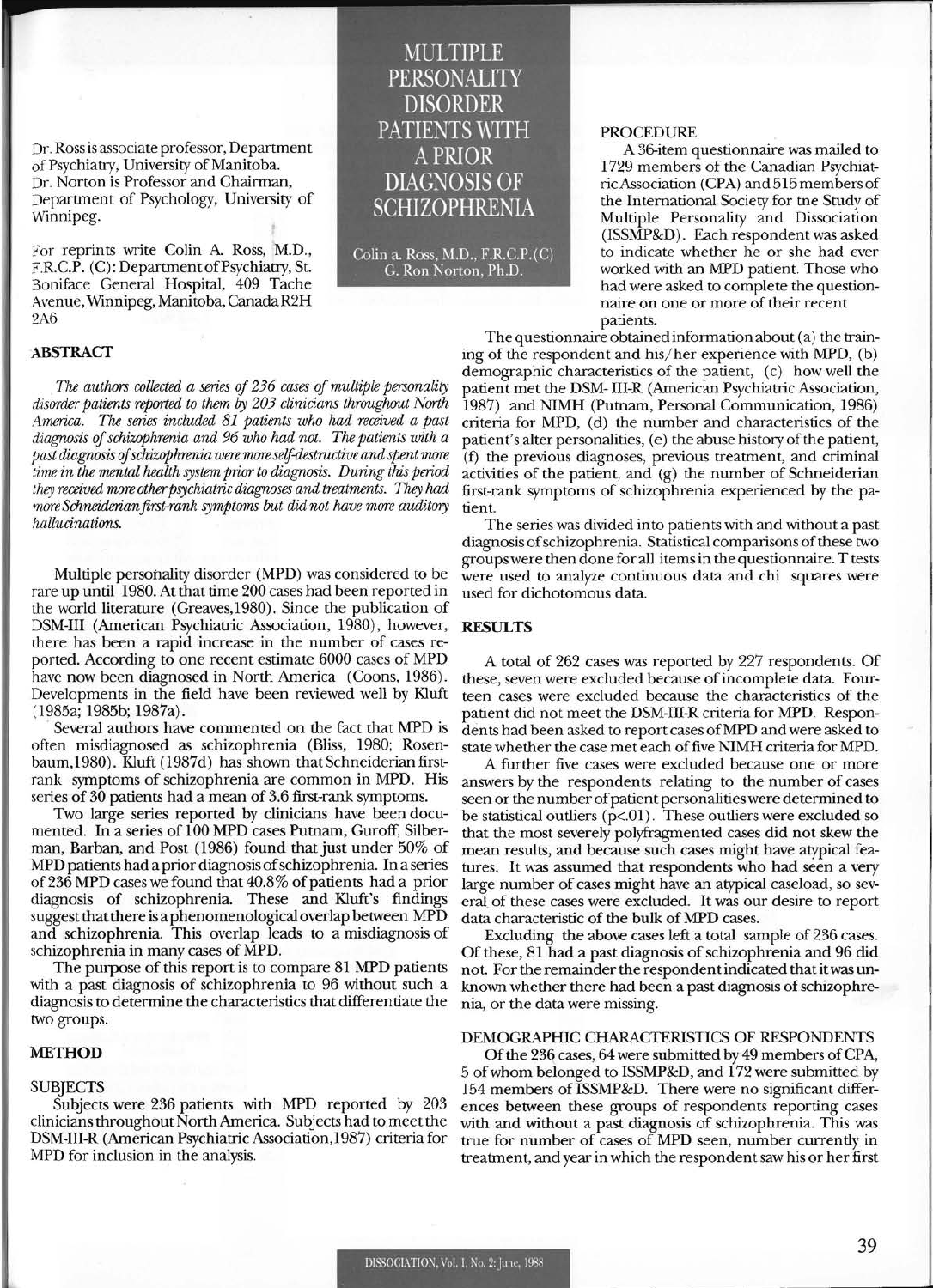# MULTIPLE PERSONALITY DISORDER PATIENTS WITH A PRIOR DIAGNOSIS OF SCHIZOPHRENIA

Colin a. Ross, M.D., F.R.C.P.(C)
G. Ron Norton, Ph.D.

Dr. Ross is associate professor, Department of Psychiatry, University of Manitoba.
Dr. Norton is Professor and Chairman, Department of Psychology, University of Winnipeg.

For reprints write Colin A. Ross, M.D., F.R.C.P. (C): Department of Psychiatry, St. Boniface General Hospital, 409 Tache Avenue, Winnipeg, Manitoba, Canada R2H 2A6

## ABSTRACT

*The authors collected a series of 236 cases of multiple personality disorder patients reported to them by 203 clinicians throughout North America. The series included 81 patients who had received a past diagnosis of schizophrenia and 96 who had not. The patients with a past diagnosis of schizophrenia were more self-destructive and spent more time in the mental health system prior to diagnosis. During this period they received more other psychiatric diagnoses and treatments. They had more Schneiderian first-rank symptoms but did not have more auditory hallucinations.*

Multiple personality disorder (MPD) was considered to be rare up until 1980. At that time 200 cases had been reported in the world literature (Greaves,1980). Since the publication of DSM-III (American Psychiatric Association, 1980), however, there has been a rapid increase in the number of cases reported. According to one recent estimate 6000 cases of MPD have now been diagnosed in North America (Coons, 1986). Developments in the field have been reviewed well by Kluft (1985a; 1985b; 1987a).

Several authors have commented on the fact that MPD is often misdiagnosed as schizophrenia (Bliss, 1980; Rosenbaum,1980). Kluft (1987d) has shown that Schneiderian first-rank symptoms of schizophrenia are common in MPD. His series of 30 patients had a mean of 3.6 first-rank symptoms.

Two large series reported by clinicians have been documented. In a series of 100 MPD cases Putnam, Guroff, Silberman, Barban, and Post (1986) found that just under 50% of MPD patients had a prior diagnosis of schizophrenia. In a series of 236 MPD cases we found that 40.8% of patients had a prior diagnosis of schizophrenia. These and Kluft's findings suggest that there is a phenomenological overlap between MPD and schizophrenia. This overlap leads to a misdiagnosis of schizophrenia in many cases of MPD.

The purpose of this report is to compare 81 MPD patients with a past diagnosis of schizophrenia to 96 without such a diagnosis to determine the characteristics that differentiate the two groups.

## METHOD

### SUBJECTS

Subjects were 236 patients with MPD reported by 203 clinicians throughout North America. Subjects had to meet the DSM-III-R (American Psychiatric Association,1987) criteria for MPD for inclusion in the analysis.

### PROCEDURE

A 36-item questionnaire was mailed to 1729 members of the Canadian Psychiatric Association (CPA) and 515 members of the International Society for the Study of Multiple Personality and Dissociation (ISSMP&D). Each respondent was asked to indicate whether he or she had ever worked with an MPD patient. Those who had were asked to complete the questionnaire on one or more of their recent patients.

The questionnaire obtained information about (a) the training of the respondent and his/her experience with MPD, (b) demographic characteristics of the patient, (c) how well the patient met the DSM-III-R (American Psychiatric Association, 1987) and NIMH (Putnam, Personal Communication, 1986) criteria for MPD, (d) the number and characteristics of the patient's alter personalities, (e) the abuse history of the patient, (f) the previous diagnoses, previous treatment, and criminal activities of the patient, and (g) the number of Schneiderian first-rank symptoms of schizophrenia experienced by the patient.

The series was divided into patients with and without a past diagnosis of schizophrenia. Statistical comparisons of these two groups were then done for all items in the questionnaire. T tests were used to analyze continuous data and chi squares were used for dichotomous data.

## RESULTS

A total of 262 cases was reported by 227 respondents. Of these, seven were excluded because of incomplete data. Fourteen cases were excluded because the characteristics of the patient did not meet the DSM-III-R criteria for MPD. Respondents had been asked to report cases of MPD and were asked to state whether the case met each of five NIMH criteria for MPD.

A further five cases were excluded because one or more answers by the respondents relating to the number of cases seen or the number of patient personalities were determined to be statistical outliers ($p<.01$). These outliers were excluded so that the most severely polyfragmented cases did not skew the mean results, and because such cases might have atypical features. It was assumed that respondents who had seen a very large number of cases might have an atypical caseload, so several of these cases were excluded. It was our desire to report data characteristic of the bulk of MPD cases.

Excluding the above cases left a total sample of 236 cases. Of these, 81 had a past diagnosis of schizophrenia and 96 did not. For the remainder the respondent indicated that it was unknown whether there had been a past diagnosis of schizophrenia, or the data were missing.

### DEMOGRAPHIC CHARACTERISTICS OF RESPONDENTS

Of the 236 cases, 64 were submitted by 49 members of CPA, 5 of whom belonged to ISSMP&D, and 172 were submitted by 154 members of ISSMP&D. There were no significant differences between these groups of respondents reporting cases with and without a past diagnosis of schizophrenia. This was true for number of cases of MPD seen, number currently in treatment, and year in which the respondent saw his or her first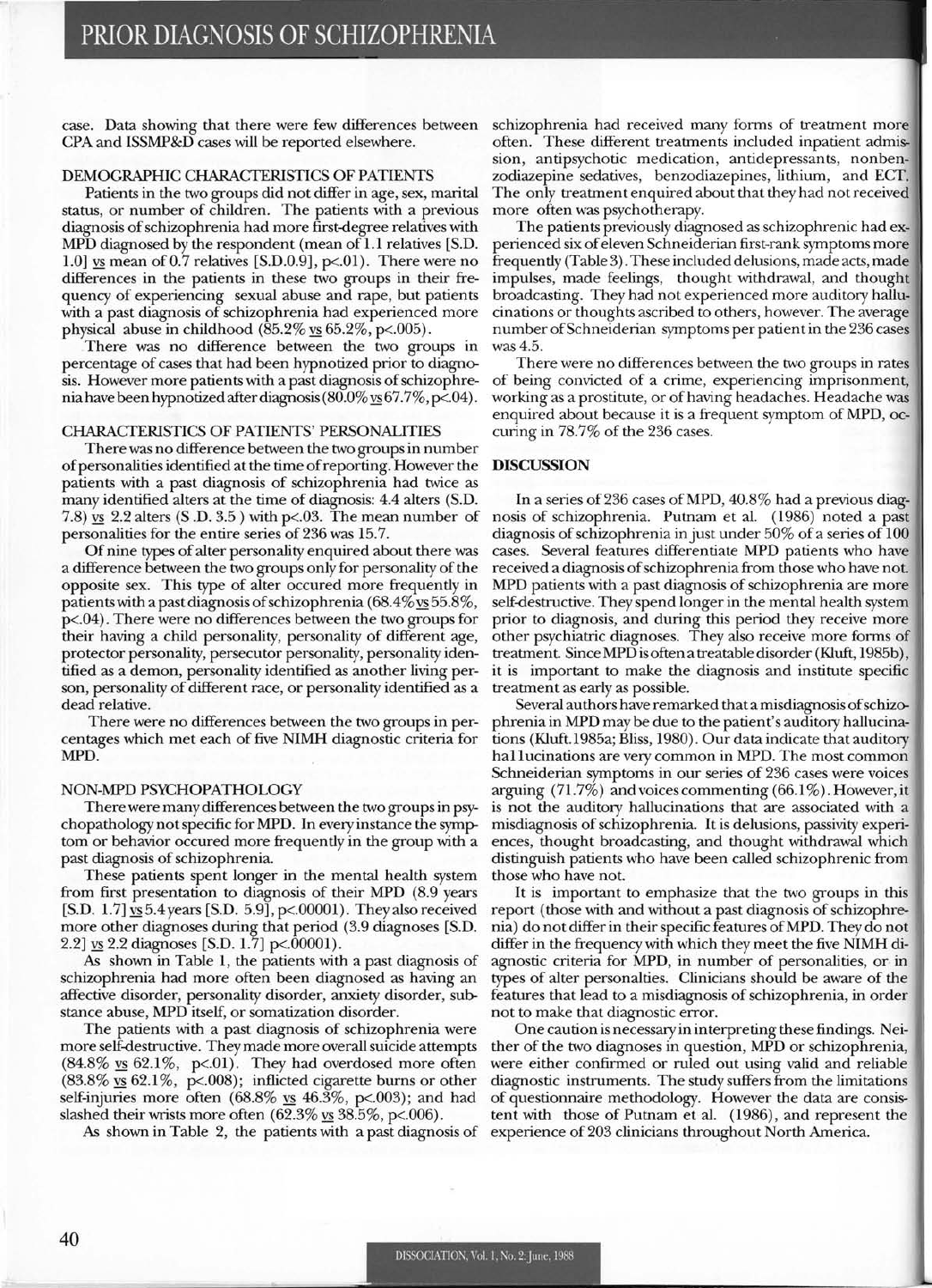case. Data showing that there were few differences between CPA and ISSMP&D cases will be reported elsewhere.

## DEMOGRAPHIC CHARACTERISTICS OF PATIENTS

Patients in the two groups did not differ in age, sex, marital status, or number of children. The patients with a previous diagnosis of schizophrenia had more first-degree relatives with MPD diagnosed by the respondent (mean of 1.1 relatives [S.D. 1.0] vs mean of 0.7 relatives [S.D.0.9], p<.01). There were no differences in the patients in these two groups in their frequency of experiencing sexual abuse and rape, but patients with a past diagnosis of schizophrenia had experienced more physical abuse in childhood (85.2% vs 65.2%, p<.005).

There was no difference between the two groups in percentage of cases that had been hypnotized prior to diagnosis. However more patients with a past diagnosis of schizophrenia have been hypnotized after diagnosis (80.0% vs 67.7%, p<.04).

## CHARACTERISTICS OF PATIENTS' PERSONALITIES

There was no difference between the two groups in number of personalities identified at the time of reporting. However the patients with a past diagnosis of schizophrenia had twice as many identified alters at the time of diagnosis: 4.4 alters (S.D. 7.8) vs 2.2 alters (S.D. 3.5) with p<.03. The mean number of personalities for the entire series of 236 was 15.7.

Of nine types of alter personality enquired about there was a difference between the two groups only for personality of the opposite sex. This type of alter occured more frequently in patients with a past diagnosis of schizophrenia (68.4% vs 55.8%, p<.04). There were no differences between the two groups for their having a child personality, personality of different age, protector personality, persecutor personality, personality identified as a demon, personality identified as another living person, personality of different race, or personality identified as a dead relative.

There were no differences between the two groups in percentages which met each of five NIMH diagnostic criteria for MPD.

## NON-MPD PSYCHOPATHOLOGY

There were many differences between the two groups in psychopathology not specific for MPD. In every instance the symptom or behavior occured more frequently in the group with a past diagnosis of schizophrenia.

These patients spent longer in the mental health system from first presentation to diagnosis of their MPD (8.9 years [S.D. 1.7] vs 5.4 years [S.D. 5.9], p<.00001). They also received more other diagnoses during that period (3.9 diagnoses [S.D. 2.2] vs 2.2 diagnoses [S.D. 1.7] p<.00001).

As shown in Table 1, the patients with a past diagnosis of schizophrenia had more often been diagnosed as having an affective disorder, personality disorder, anxiety disorder, substance abuse, MPD itself, or somatization disorder.

The patients with a past diagnosis of schizophrenia were more self-destructive. They made more overall suicide attempts (84.8% vs 62.1%, p<.01). They had overdosed more often (83.8% vs 62.1%, p<.008); inflicted cigarette burns or other self-injuries more often (68.8% vs 46.3%, p<.003); and had slashed their wrists more often (62.3% vs 38.5%, p<.006).

As shown in Table 2, the patients with a past diagnosis of schizophrenia had received many forms of treatment more often. These different treatments included inpatient admission, antipsychotic medication, antidepressants, nonbenzodiazepine sedatives, benzodiazepines, lithium, and ECT. The only treatment enquired about that they had not received more often was psychotherapy.

The patients previously diagnosed as schizophrenic had experienced six of eleven Schneiderian first-rank symptoms more frequently (Table 3). These included delusions, made acts, made impulses, made feelings, thought withdrawal, and thought broadcasting. They had not experienced more auditory hallucinations or thoughts ascribed to others, however. The average number of Schneiderian symptoms per patient in the 236 cases was 4.5.

There were no differences between the two groups in rates of being convicted of a crime, experiencing imprisonment, working as a prostitute, or of having headaches. Headache was enquired about because it is a frequent symptom of MPD, occuring in 78.7% of the 236 cases.

## DISCUSSION

In a series of 236 cases of MPD, 40.8% had a previous diagnosis of schizophrenia. Putnam et al. (1986) noted a past diagnosis of schizophrenia in just under 50% of a series of 100 cases. Several features differentiate MPD patients who have received a diagnosis of schizophrenia from those who have not. MPD patients with a past diagnosis of schizophrenia are more self-destructive. They spend longer in the mental health system prior to diagnosis, and during this period they receive more other psychiatric diagnoses. They also receive more forms of treatment. Since MPD is often a treatable disorder (Kluft, 1985b), it is important to make the diagnosis and institute specific treatment as early as possible.

Several authors have remarked that a misdiagnosis of schizophrenia in MPD may be due to the patient's auditory hallucinations (Kluft.1985a; Bliss, 1980). Our data indicate that auditory hallucinations are very common in MPD. The most common Schneiderian symptoms in our series of 236 cases were voices arguing (71.7%) and voices commenting (66.1%). However, it is not the auditory hallucinations that are associated with a misdiagnosis of schizophrenia. It is delusions, passivity experiences, thought broadcasting, and thought withdrawal which distinguish patients who have been called schizophrenic from those who have not.

It is important to emphasize that the two groups in this report (those with and without a past diagnosis of schizophrenia) do not differ in their specific features of MPD. They do not differ in the frequency with which they meet the five NIMH diagnostic criteria for MPD, in number of personalities, or in types of alter personalties. Clinicians should be aware of the features that lead to a misdiagnosis of schizophrenia, in order not to make that diagnostic error.

One caution is necessary in interpreting these findings. Neither of the two diagnoses in question, MPD or schizophrenia, were either confirmed or ruled out using valid and reliable diagnostic instruments. The study suffers from the limitations of questionnaire methodology. However the data are consistent with those of Putnam et al. (1986), and represent the experience of 203 clinicians throughout North America.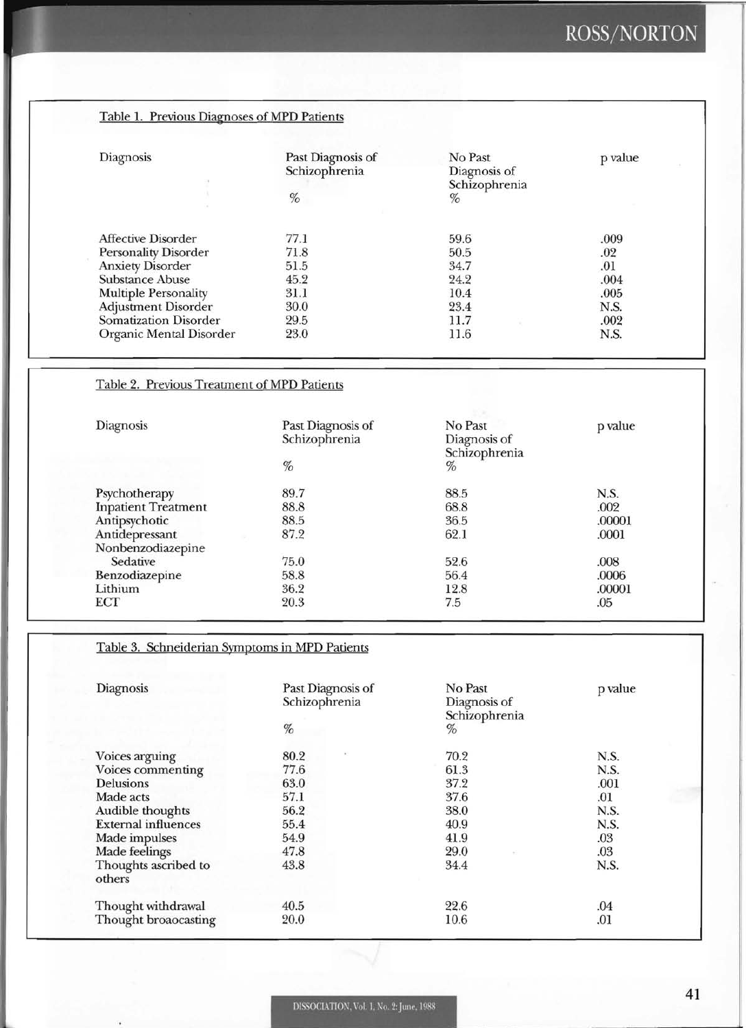Table 1. Previous Diagnoses of MPD Patients

| Diagnosis | Past Diagnosis of Schizophrenia % | No Past Diagnosis of Schizophrenia % | p value |
|---|---|---|---|
| Affective Disorder | 77.1 | 59.6 | .009 |
| Personality Disorder | 71.8 | 50.5 | .02 |
| Anxiety Disorder | 51.5 | 34.7 | .01 |
| Substance Abuse | 45.2 | 24.2 | .004 |
| Multiple Personality | 31.1 | 10.4 | .005 |
| Adjustment Disorder | 30.0 | 23.4 | N.S. |
| Somatization Disorder | 29.5 | 11.7 | .002 |
| Organic Mental Disorder | 23.0 | 11.6 | N.S. |

Table 2. Previous Treatment of MPD Patients

| Diagnosis | Past Diagnosis of Schizophrenia % | No Past Diagnosis of Schizophrenia % | p value |
|---|---|---|---|
| Psychotherapy | 89.7 | 88.5 | N.S. |
| Inpatient Treatment | 88.8 | 68.8 | .002 |
| Antipsychotic | 88.5 | 36.5 | .00001 |
| Antidepressant | 87.2 | 62.1 | .0001 |
| Nonbenzodiazepine Sedative | 75.0 | 52.6 | .008 |
| Benzodiazepine | 58.8 | 56.4 | .0006 |
| Lithium | 36.2 | 12.8 | .00001 |
| ECT | 20.3 | 7.5 | .05 |

Table 3. Schneiderian Symptoms in MPD Patients

| Diagnosis | Past Diagnosis of Schizophrenia % | No Past Diagnosis of Schizophrenia % | p value |
|---|---|---|---|
| Voices arguing | 80.2 | 70.2 | N.S. |
| Voices commenting | 77.6 | 61.3 | N.S. |
| Delusions | 63.0 | 37.2 | .001 |
| Made acts | 57.1 | 37.6 | .01 |
| Audible thoughts | 56.2 | 38.0 | N.S. |
| External influences | 55.4 | 40.9 | N.S. |
| Made impulses | 54.9 | 41.9 | .03 |
| Made feelings | 47.8 | 29.0 | .03 |
| Thoughts ascribed to others | 43.8 | 34.4 | N.S. |
| Thought withdrawal | 40.5 | 22.6 | .04 |
| Thought broaocasting | 20.0 | 10.6 | .01 |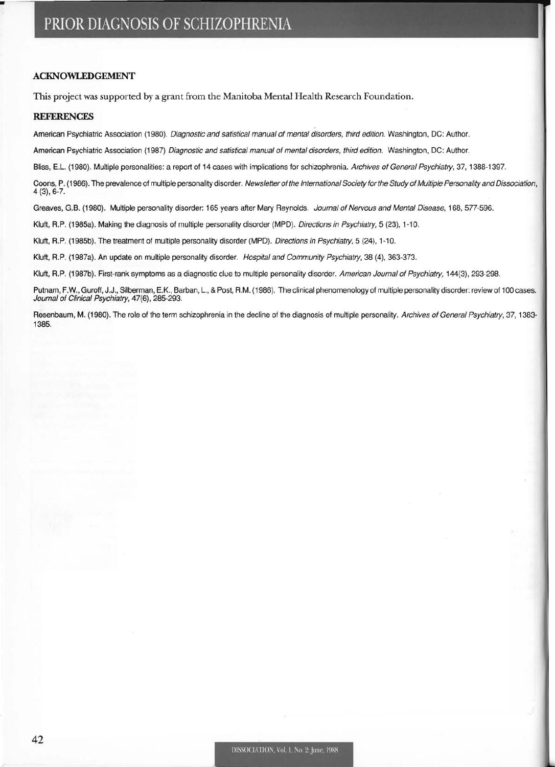## ACKNOWLEDGEMENT

This project was supported by a grant from the Manitoba Mental Health Research Foundation.

## REFERENCES

American Psychiatric Association (1980). *Diagnostic and satistical manual of mental disorders, third edition.* Washington, DC: Author.

American Psychiatric Association (1987) *Diagnostic and satistical manual of mental disorders, third edition.* Washington, DC: Author.

Bliss, E.L. (1980). Multiple personalities: a report of 14 cases with implications for schizophrenia. *Archives of General Psychiatry*, 37, 1388-1397.

Coons, P. (1986). The prevalence of multiple personality disorder. *Newsletter of the International Society for the Study of Multiple Personality and Dissociation*, 4 (3), 6-7.

Greaves, G.B. (1980). Multiple personality disorder: 165 years after Mary Reynolds. *Journal of Nervous and Mental Disease*, 168, 577-596.

Kluft, R.P. (1985a). Making the diagnosis of multiple personality disorder (MPD). *Directions in Psychiatry*, 5 (23), 1-10.

Kluft, R.P. (1985b). The treatment of multiple personality disorder (MPD). *Directions in Psychiatry*, 5 (24), 1-10.

Kluft, R.P. (1987a). An update on multiple personality disorder. *Hospital and Community Psychiatry*, 38 (4), 363-373.

Kluft, R.P. (1987b). First-rank symptoms as a diagnostic clue to multiple personality disorder. *American Journal of Psychiatry*, 144(3), 293-298.

Putnam, F.W., Guroff, J.J., Silberman, E.K., Barban, L., & Post, R.M. (1986). The clinical phenomenology of multiple personality disorder: review of 100 cases. *Journal of Clinical Psychiatry*, 47(6), 285-293.

Rosenbaum, M. (1980). The role of the term schizophrenia in the decline of the diagnosis of multiple personality. *Archives of General Psychiatry*, 37, 1383-1385.